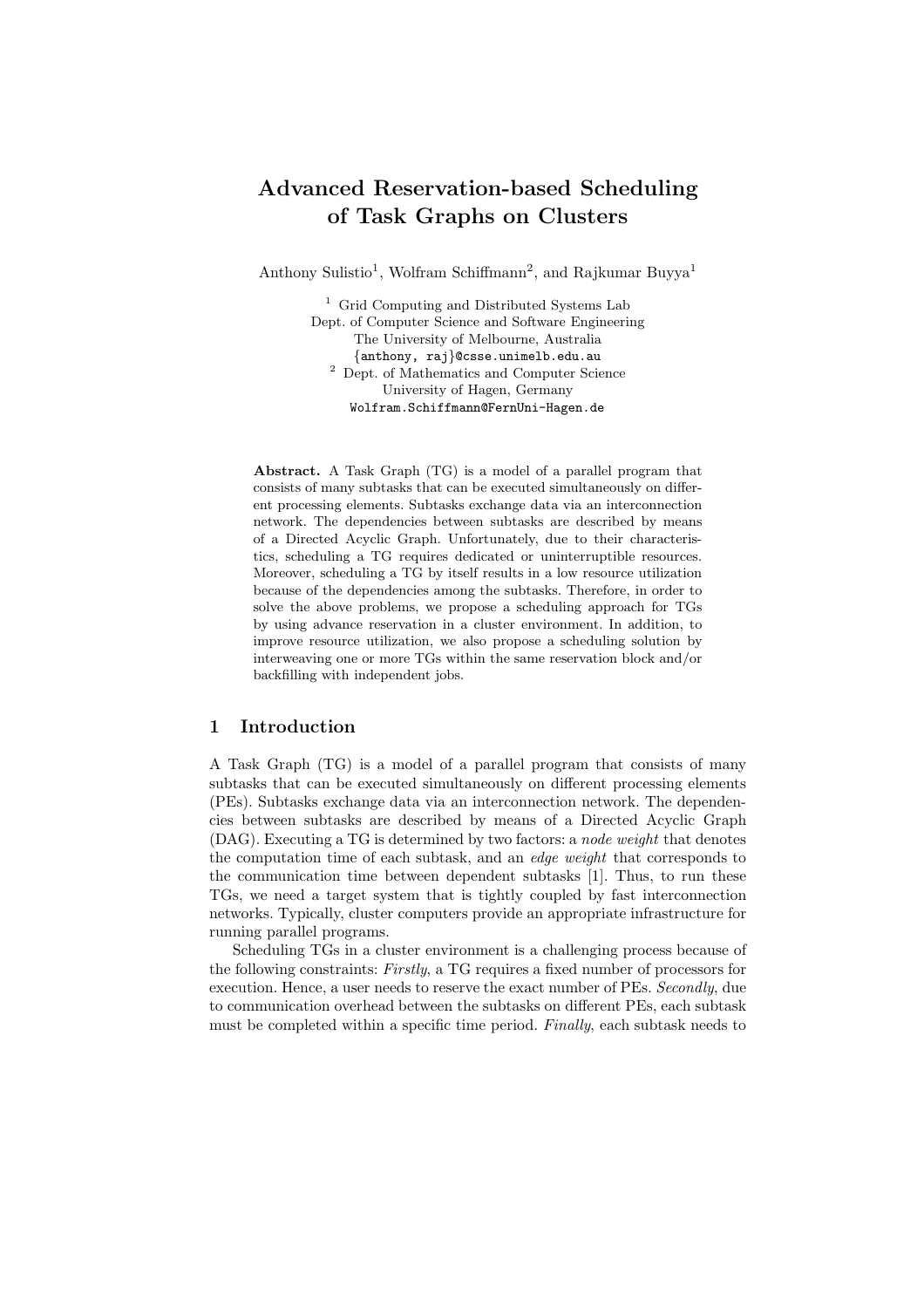# Advanced Reservation-based Scheduling of Task Graphs on Clusters

Anthony Sulistio[1], Wolfram Schiffmann[2], and Rajkumar Buyya[1]

[1] Grid Computing and Distributed Systems Lab
Dept. of Computer Science and Software Engineering
The University of Melbourne, Australia
{anthony, raj}@csse.unimelb.edu.au

[2] Dept. of Mathematics and Computer Science
University of Hagen, Germany
Wolfram.Schiffmann@FernUni-Hagen.de

**Abstract.** A Task Graph (TG) is a model of a parallel program that consists of many subtasks that can be executed simultaneously on different processing elements. Subtasks exchange data via an interconnection network. The dependencies between subtasks are described by means of a Directed Acyclic Graph. Unfortunately, due to their characteristics, scheduling a TG requires dedicated or uninterruptible resources. Moreover, scheduling a TG by itself results in a low resource utilization because of the dependencies among the subtasks. Therefore, in order to solve the above problems, we propose a scheduling approach for TGs by using advance reservation in a cluster environment. In addition, to improve resource utilization, we also propose a scheduling solution by interweaving one or more TGs within the same reservation block and/or backfilling with independent jobs.

## 1 Introduction

A Task Graph (TG) is a model of a parallel program that consists of many subtasks that can be executed simultaneously on different processing elements (PEs). Subtasks exchange data via an interconnection network. The dependencies between subtasks are described by means of a Directed Acyclic Graph (DAG). Executing a TG is determined by two factors: a *node weight* that denotes the computation time of each subtask, and an *edge weight* that corresponds to the communication time between dependent subtasks [1]. Thus, to run these TGs, we need a target system that is tightly coupled by fast interconnection networks. Typically, cluster computers provide an appropriate infrastructure for running parallel programs.

Scheduling TGs in a cluster environment is a challenging process because of the following constraints: *Firstly*, a TG requires a fixed number of processors for execution. Hence, a user needs to reserve the exact number of PEs. *Secondly*, due to communication overhead between the subtasks on different PEs, each subtask must be completed within a specific time period. *Finally*, each subtask needs to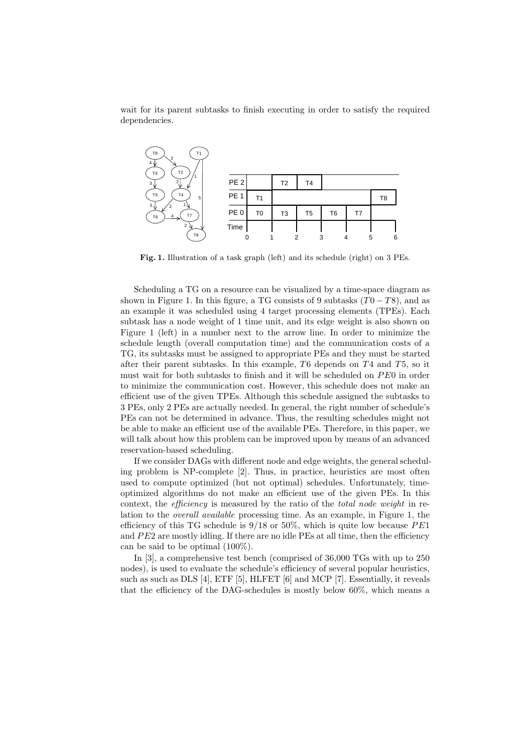wait for its parent subtasks to finish executing in order to satisfy the required dependencies.

**Fig. 1.** Illustration of a task graph (left) and its schedule (right) on 3 PEs.

Scheduling a TG on a resource can be visualized by a time-space diagram as shown in Figure 1. In this figure, a TG consists of 9 subtasks ($T0 - T8$), and as an example it was scheduled using 4 target processing elements (TPEs). Each subtask has a node weight of 1 time unit, and its edge weight is also shown on Figure 1 (left) in a number next to the arrow line. In order to minimize the schedule length (overall computation time) and the communication costs of a TG, its subtasks must be assigned to appropriate PEs and they must be started after their parent subtasks. In this example, $T6$ depends on $T4$ and $T5$, so it must wait for both subtasks to finish and it will be scheduled on $PE0$ in order to minimize the communication cost. However, this schedule does not make an efficient use of the given TPEs. Although this schedule assigned the subtasks to 3 PEs, only 2 PEs are actually needed. In general, the right number of schedule's PEs can not be determined in advance. Thus, the resulting schedules might not be able to make an efficient use of the available PEs. Therefore, in this paper, we will talk about how this problem can be improved upon by means of an advanced reservation-based scheduling.

If we consider DAGs with different node and edge weights, the general scheduling problem is NP-complete [2]. Thus, in practice, heuristics are most often used to compute optimized (but not optimal) schedules. Unfortunately, time-optimized algorithms do not make an efficient use of the given PEs. In this context, the *efficiency* is measured by the ratio of the *total node weight* in relation to the *overall available* processing time. As an example, in Figure 1, the efficiency of this TG schedule is 9/18 or 50%, which is quite low because $PE1$ and $PE2$ are mostly idling. If there are no idle PEs at all time, then the efficiency can be said to be optimal (100%).

In [3], a comprehensive test bench (comprised of 36,000 TGs with up to 250 nodes), is used to evaluate the schedule's efficiency of several popular heuristics, such as such as DLS [4], ETF [5], HLFET [6] and MCP [7]. Essentially, it reveals that the efficiency of the DAG-schedules is mostly below 60%, which means a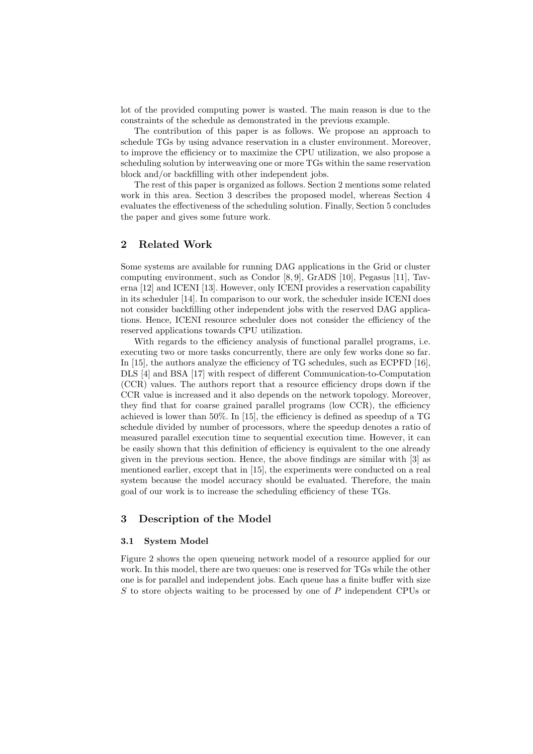lot of the provided computing power is wasted. The main reason is due to the constraints of the schedule as demonstrated in the previous example.

The contribution of this paper is as follows. We propose an approach to schedule TGs by using advance reservation in a cluster environment. Moreover, to improve the efficiency or to maximize the CPU utilization, we also propose a scheduling solution by interweaving one or more TGs within the same reservation block and/or backfilling with other independent jobs.

The rest of this paper is organized as follows. Section 2 mentions some related work in this area. Section 3 describes the proposed model, whereas Section 4 evaluates the effectiveness of the scheduling solution. Finally, Section 5 concludes the paper and gives some future work.

## 2 Related Work

Some systems are available for running DAG applications in the Grid or cluster computing environment, such as Condor [8, 9], GrADS [10], Pegasus [11], Taverna [12] and ICENI [13]. However, only ICENI provides a reservation capability in its scheduler [14]. In comparison to our work, the scheduler inside ICENI does not consider backfilling other independent jobs with the reserved DAG applications. Hence, ICENI resource scheduler does not consider the efficiency of the reserved applications towards CPU utilization.

With regards to the efficiency analysis of functional parallel programs, i.e. executing two or more tasks concurrently, there are only few works done so far. In [15], the authors analyze the efficiency of TG schedules, such as ECPFD [16], DLS [4] and BSA [17] with respect of different Communication-to-Computation (CCR) values. The authors report that a resource efficiency drops down if the CCR value is increased and it also depends on the network topology. Moreover, they find that for coarse grained parallel programs (low CCR), the efficiency achieved is lower than 50%. In [15], the efficiency is defined as speedup of a TG schedule divided by number of processors, where the speedup denotes a ratio of measured parallel execution time to sequential execution time. However, it can be easily shown that this definition of efficiency is equivalent to the one already given in the previous section. Hence, the above findings are similar with [3] as mentioned earlier, except that in [15], the experiments were conducted on a real system because the model accuracy should be evaluated. Therefore, the main goal of our work is to increase the scheduling efficiency of these TGs.

## 3 Description of the Model

### 3.1 System Model

Figure 2 shows the open queueing network model of a resource applied for our work. In this model, there are two queues: one is reserved for TGs while the other one is for parallel and independent jobs. Each queue has a finite buffer with size $S$ to store objects waiting to be processed by one of $P$ independent CPUs or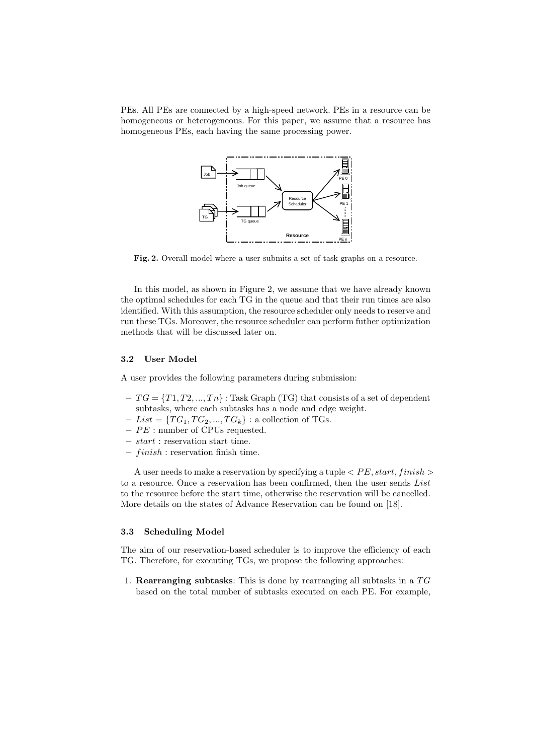PEs. All PEs are connected by a high-speed network. PEs in a resource can be homogeneous or heterogeneous. For this paper, we assume that a resource has homogeneous PEs, each having the same processing power.

**Fig. 2.** Overall model where a user submits a set of task graphs on a resource.

In this model, as shown in Figure 2, we assume that we have already known the optimal schedules for each TG in the queue and that their run times are also identified. With this assumption, the resource scheduler only needs to reserve and run these TGs. Moreover, the resource scheduler can perform futher optimization methods that will be discussed later on.

### 3.2 User Model

A user provides the following parameters during submission:

- $TG = \{T1, T2, ..., Tn\}$ : Task Graph (TG) that consists of a set of dependent subtasks, where each subtasks has a node and edge weight.
- $List = \{TG_1, TG_2, ..., TG_k\}$ : a collection of TGs.
- $PE$ : number of CPUs requested.
- $start$ : reservation start time.
- $finish$ : reservation finish time.

A user needs to make a reservation by specifying a tuple $< PE, start, finish >$ to a resource. Once a reservation has been confirmed, then the user sends $List$ to the resource before the start time, otherwise the reservation will be cancelled. More details on the states of Advance Reservation can be found on [18].

### 3.3 Scheduling Model

The aim of our reservation-based scheduler is to improve the efficiency of each TG. Therefore, for executing TGs, we propose the following approaches:

1. **Rearranging subtasks**: This is done by rearranging all subtasks in a $TG$ based on the total number of subtasks executed on each PE. For example,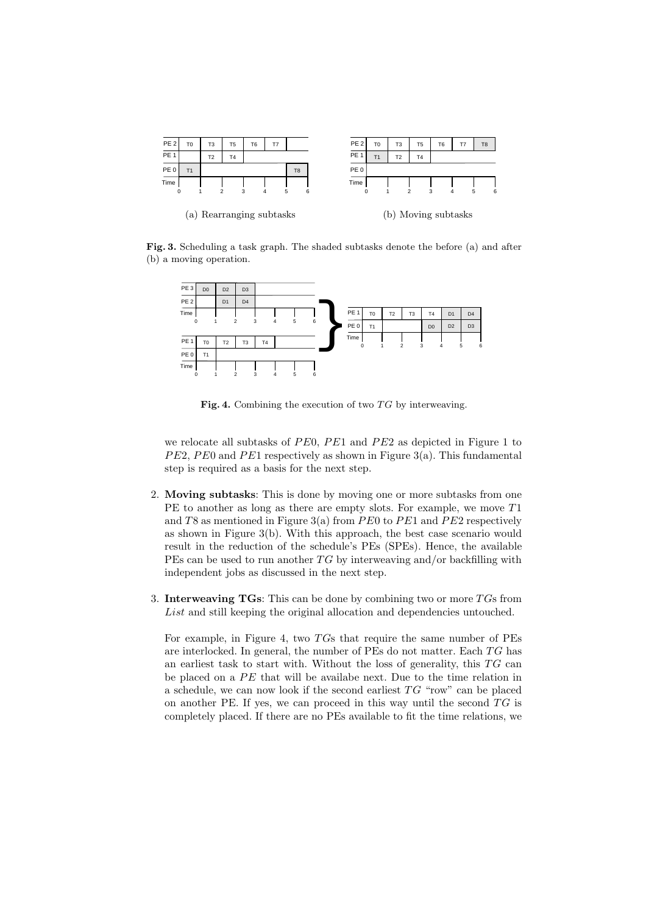Fig. 3. Scheduling a task graph. The shaded subtasks denote the before (a) and after (b) a moving operation.

(a) Rearranging subtasks

(b) Moving subtasks

Fig. 4. Combining the execution of two $TG$ by interweaving.

we relocate all subtasks of $PE0$, $PE1$ and $PE2$ as depicted in Figure 1 to $PE2$, $PE0$ and $PE1$ respectively as shown in Figure 3(a). This fundamental step is required as a basis for the next step.

2. **Moving subtasks**: This is done by moving one or more subtasks from one PE to another as long as there are empty slots. For example, we move $T1$ and $T8$ as mentioned in Figure 3(a) from $PE0$ to $PE1$ and $PE2$ respectively as shown in Figure 3(b). With this approach, the best case scenario would result in the reduction of the schedule's PEs (SPEs). Hence, the available PEs can be used to run another $TG$ by interweaving and/or backfilling with independent jobs as discussed in the next step.

3. **Interweaving TGs**: This can be done by combining two or more $TG$s from $List$ and still keeping the original allocation and dependencies untouched.

   For example, in Figure 4, two $TG$s that require the same number of PEs are interlocked. In general, the number of PEs do not matter. Each $TG$ has an earliest task to start with. Without the loss of generality, this $TG$ can be placed on a $PE$ that will be availabe next. Due to the time relation in a schedule, we can now look if the second earliest $TG$ "row" can be placed on another PE. If yes, we can proceed in this way until the second $TG$ is completely placed. If there are no PEs available to fit the time relations, we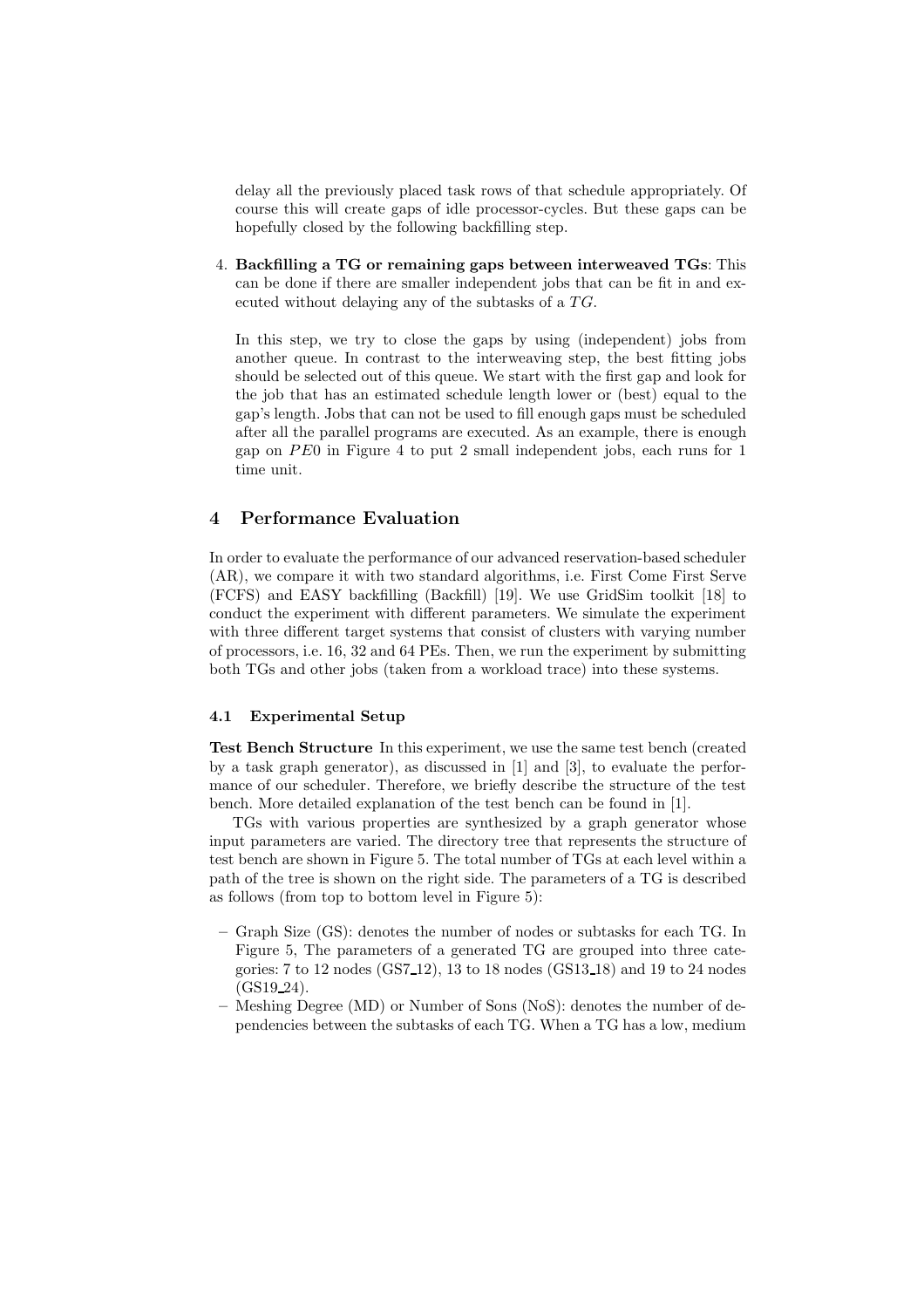delay all the previously placed task rows of that schedule appropriately. Of course this will create gaps of idle processor-cycles. But these gaps can be hopefully closed by the following backfilling step.

4. **Backfilling a TG or remaining gaps between interweaved TGs**: This can be done if there are smaller independent jobs that can be fit in and executed without delaying any of the subtasks of a $TG$.

   In this step, we try to close the gaps by using (independent) jobs from another queue. In contrast to the interweaving step, the best fitting jobs should be selected out of this queue. We start with the first gap and look for the job that has an estimated schedule length lower or (best) equal to the gap's length. Jobs that can not be used to fill enough gaps must be scheduled after all the parallel programs are executed. As an example, there is enough gap on $PE0$ in Figure 4 to put 2 small independent jobs, each runs for 1 time unit.

## 4 Performance Evaluation

In order to evaluate the performance of our advanced reservation-based scheduler (AR), we compare it with two standard algorithms, i.e. First Come First Serve (FCFS) and EASY backfilling (Backfill) [19]. We use GridSim toolkit [18] to conduct the experiment with different parameters. We simulate the experiment with three different target systems that consist of clusters with varying number of processors, i.e. 16, 32 and 64 PEs. Then, we run the experiment by submitting both TGs and other jobs (taken from a workload trace) into these systems.

### 4.1 Experimental Setup

**Test Bench Structure** In this experiment, we use the same test bench (created by a task graph generator), as discussed in [1] and [3], to evaluate the performance of our scheduler. Therefore, we briefly describe the structure of the test bench. More detailed explanation of the test bench can be found in [1].

TGs with various properties are synthesized by a graph generator whose input parameters are varied. The directory tree that represents the structure of test bench are shown in Figure 5. The total number of TGs at each level within a path of the tree is shown on the right side. The parameters of a TG is described as follows (from top to bottom level in Figure 5):

- Graph Size (GS): denotes the number of nodes or subtasks for each TG. In Figure 5, The parameters of a generated TG are grouped into three categories: 7 to 12 nodes (GS7_12), 13 to 18 nodes (GS13_18) and 19 to 24 nodes (GS19_24).
- Meshing Degree (MD) or Number of Sons (NoS): denotes the number of dependencies between the subtasks of each TG. When a TG has a low, medium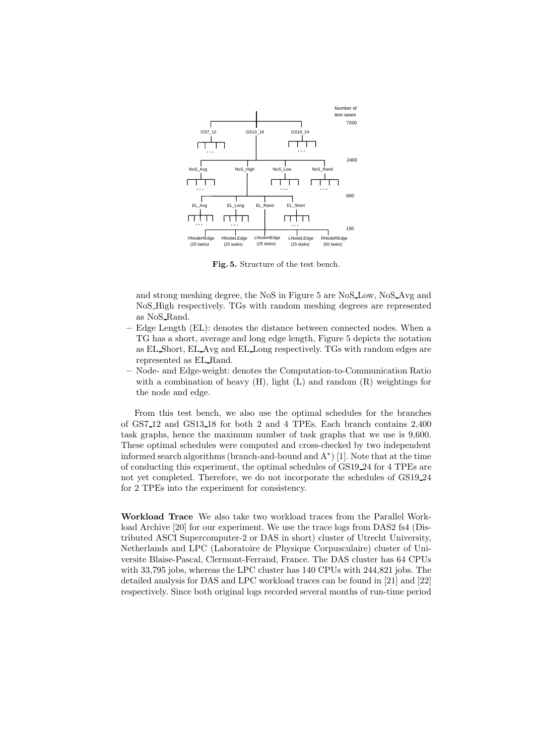Number of test cases

GS7_12 GS13_18 GS19_24 — 7200

NoS_Avg NoS_High NoS_Low NoS_Rand — 2400

EL_Avg EL_Long EL_Rand EL_Short — 600

HNodeHEdge (25 tasks) HNodeLEdge (25 tasks) LNodeHEdge (25 tasks) LNodeLEdge (25 tasks) RNodeREdge (50 tasks) — 150

**Fig. 5.** Structure of the test bench.

and strong meshing degree, the NoS in Figure 5 are NoS_Low, NoS_Avg and NoS_High respectively. TGs with random meshing degrees are represented as NoS_Rand.

- Edge Length (EL): denotes the distance between connected nodes. When a TG has a short, average and long edge length, Figure 5 depicts the notation as EL_Short, EL_Avg and EL_Long respectively. TGs with random edges are represented as EL_Rand.
- Node- and Edge-weight: denotes the Computation-to-Communication Ratio with a combination of heavy (H), light (L) and random (R) weightings for the node and edge.

From this test bench, we also use the optimal schedules for the branches of GS7_12 and GS13_18 for both 2 and 4 TPEs. Each branch contains 2,400 task graphs, hence the maximum number of task graphs that we use is 9,600. These optimal schedules were computed and cross-checked by two independent informed search algorithms (branch-and-bound and A$^*$) [1]. Note that at the time of conducting this experiment, the optimal schedules of GS19_24 for 4 TPEs are not yet completed. Therefore, we do not incorporate the schedules of GS19_24 for 2 TPEs into the experiment for consistency.

**Workload Trace** We also take two workload traces from the Parallel Workload Archive [20] for our experiment. We use the trace logs from DAS2 fs4 (Distributed ASCI Supercomputer-2 or DAS in short) cluster of Utrecht University, Netherlands and LPC (Laboratoire de Physique Corpusculaire) cluster of Universite Blaise-Pascal, Clermont-Ferrand, France. The DAS cluster has 64 CPUs with 33,795 jobs, whereas the LPC cluster has 140 CPUs with 244,821 jobs. The detailed analysis for DAS and LPC workload traces can be found in [21] and [22] respectively. Since both original logs recorded several months of run-time period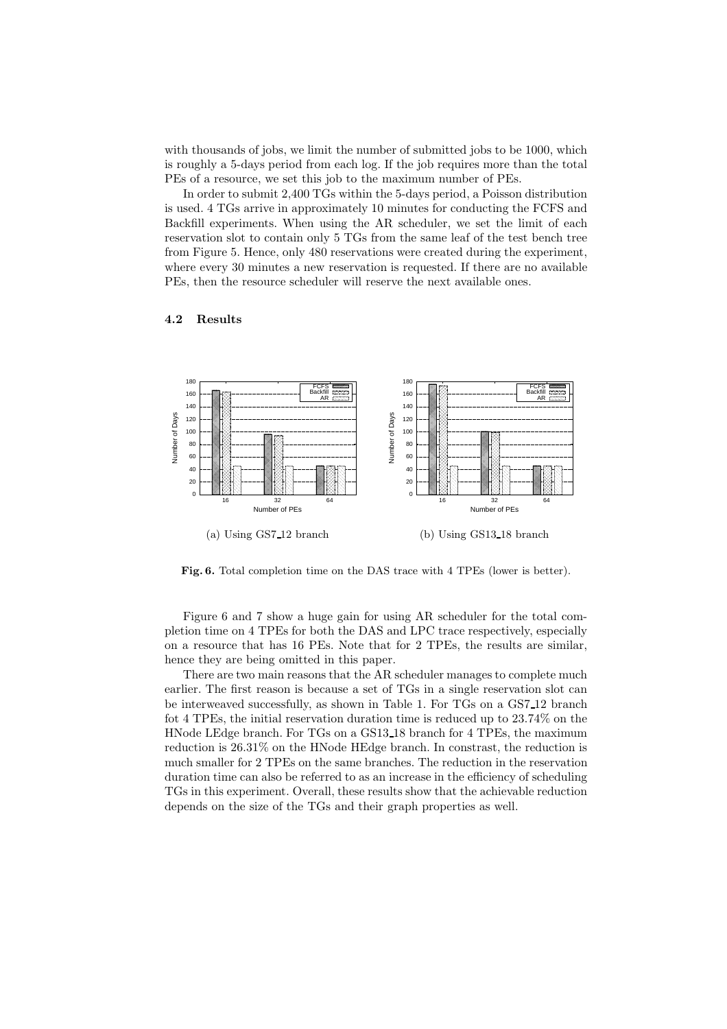with thousands of jobs, we limit the number of submitted jobs to be 1000, which is roughly a 5-days period from each log. If the job requires more than the total PEs of a resource, we set this job to the maximum number of PEs.

In order to submit 2,400 TGs within the 5-days period, a Poisson distribution is used. 4 TGs arrive in approximately 10 minutes for conducting the FCFS and Backfill experiments. When using the AR scheduler, we set the limit of each reservation slot to contain only 5 TGs from the same leaf of the test bench tree from Figure 5. Hence, only 480 reservations were created during the experiment, where every 30 minutes a new reservation is requested. If there are no available PEs, then the resource scheduler will reserve the next available ones.

### 4.2 Results

(a) Using GS7_12 branch

(b) Using GS13_18 branch

**Fig. 6.** Total completion time on the DAS trace with 4 TPEs (lower is better).

Figure 6 and 7 show a huge gain for using AR scheduler for the total completion time on 4 TPEs for both the DAS and LPC trace respectively, especially on a resource that has 16 PEs. Note that for 2 TPEs, the results are similar, hence they are being omitted in this paper.

There are two main reasons that the AR scheduler manages to complete much earlier. The first reason is because a set of TGs in a single reservation slot can be interweaved successfully, as shown in Table 1. For TGs on a GS7_12 branch fot 4 TPEs, the initial reservation duration time is reduced up to 23.74% on the HNode LEdge branch. For TGs on a GS13_18 branch for 4 TPEs, the maximum reduction is 26.31% on the HNode HEdge branch. In constrast, the reduction is much smaller for 2 TPEs on the same branches. The reduction in the reservation duration time can also be referred to as an increase in the efficiency of scheduling TGs in this experiment. Overall, these results show that the achievable reduction depends on the size of the TGs and their graph properties as well.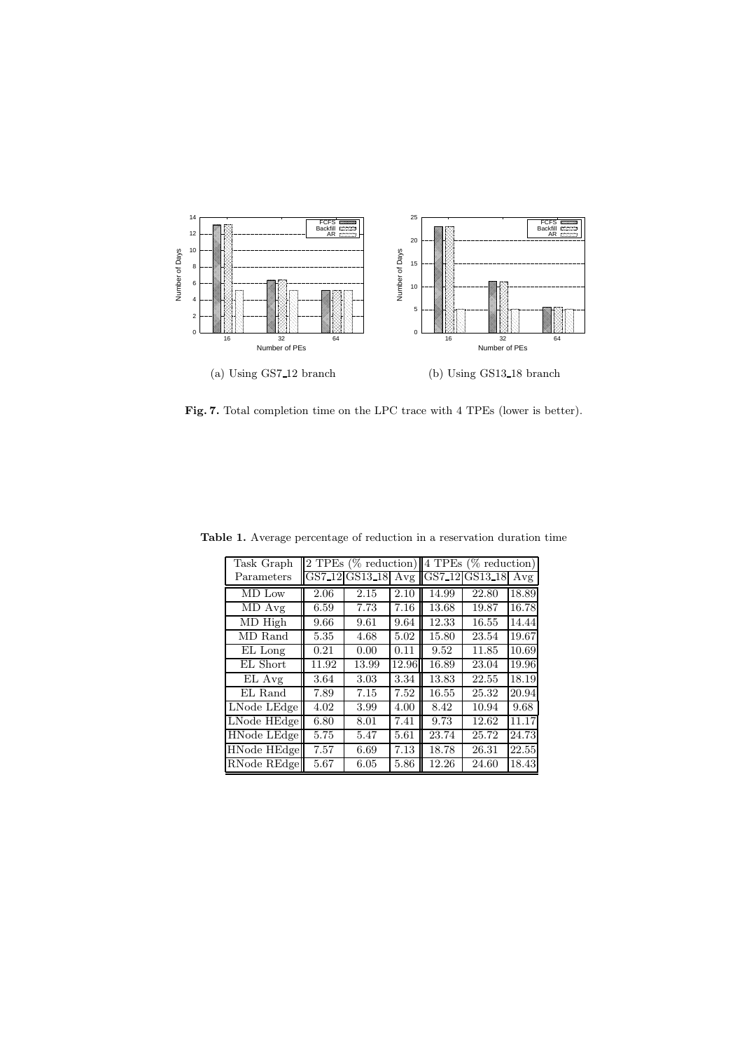(a) Using GS7_12 branch

(b) Using GS13_18 branch

**Fig. 7.** Total completion time on the LPC trace with 4 TPEs (lower is better).

**Table 1.** Average percentage of reduction in a reservation duration time

| Task Graph Parameters | 2 TPEs (% reduction) | | | 4 TPEs (% reduction) | | |
|---|---|---|---|---|---|---|
| | GS7_12 | GS13_18 | Avg | GS7_12 | GS13_18 | Avg |
| MD Low | 2.06 | 2.15 | 2.10 | 14.99 | 22.80 | 18.89 |
| MD Avg | 6.59 | 7.73 | 7.16 | 13.68 | 19.87 | 16.78 |
| MD High | 9.66 | 9.61 | 9.64 | 12.33 | 16.55 | 14.44 |
| MD Rand | 5.35 | 4.68 | 5.02 | 15.80 | 23.54 | 19.67 |
| EL Long | 0.21 | 0.00 | 0.11 | 9.52 | 11.85 | 10.69 |
| EL Short | 11.92 | 13.99 | 12.96 | 16.89 | 23.04 | 19.96 |
| EL Avg | 3.64 | 3.03 | 3.34 | 13.83 | 22.55 | 18.19 |
| EL Rand | 7.89 | 7.15 | 7.52 | 16.55 | 25.32 | 20.94 |
| LNode LEdge | 4.02 | 3.99 | 4.00 | 8.42 | 10.94 | 9.68 |
| LNode HEdge | 6.80 | 8.01 | 7.41 | 9.73 | 12.62 | 11.17 |
| HNode LEdge | 5.75 | 5.47 | 5.61 | 23.74 | 25.72 | 24.73 |
| HNode HEdge | 7.57 | 6.69 | 7.13 | 18.78 | 26.31 | 22.55 |
| RNode REdge | 5.67 | 6.05 | 5.86 | 12.26 | 24.60 | 18.43 |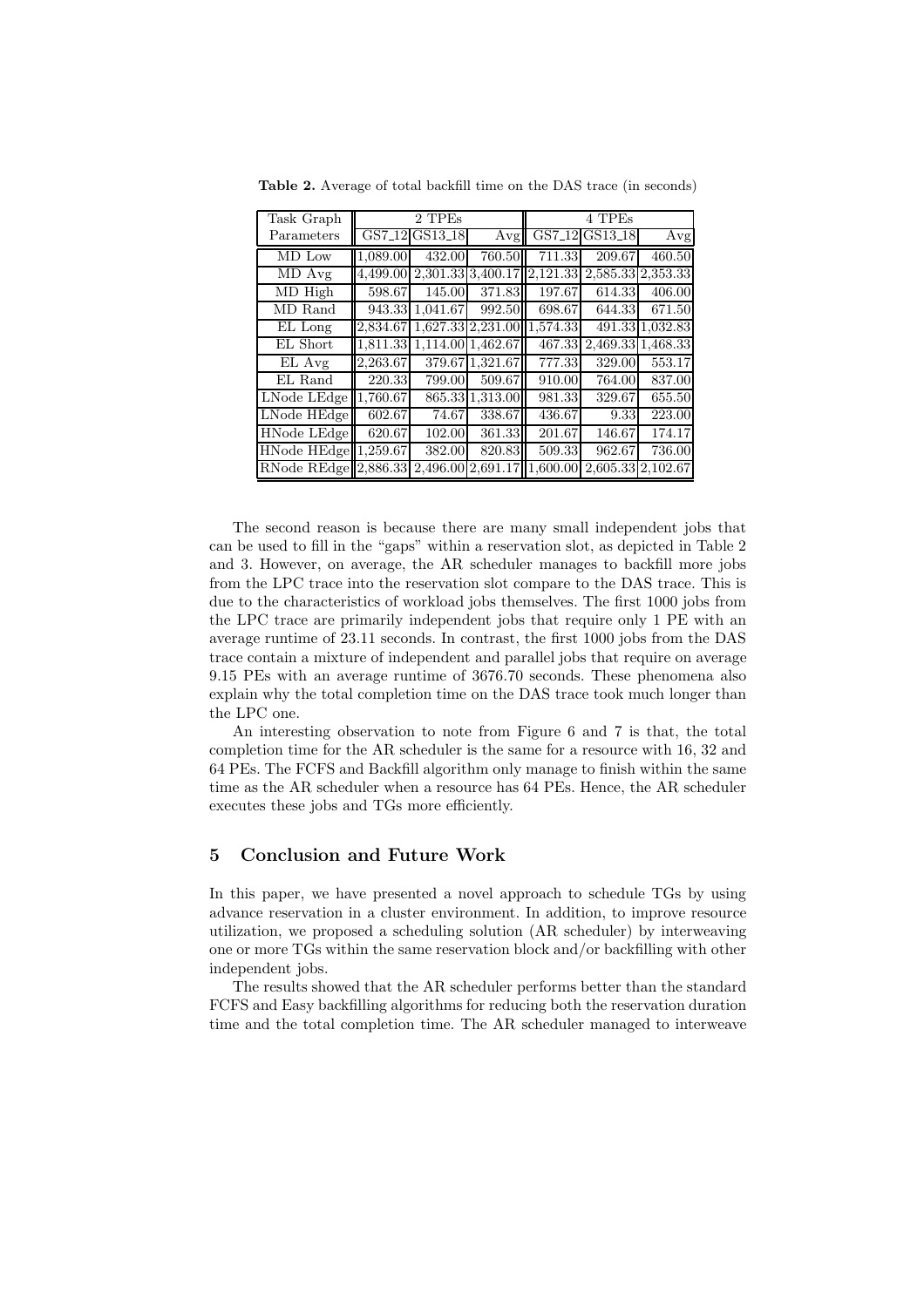**Table 2.** Average of total backfill time on the DAS trace (in seconds)

| Task Graph | 2 TPEs | | | 4 TPEs | | |
|---|---|---|---|---|---|---|
| Parameters | GS7_12 | GS13_18 | Avg | GS7_12 | GS13_18 | Avg |
| MD Low | 1,089.00 | 432.00 | 760.50 | 711.33 | 209.67 | 460.50 |
| MD Avg | 4,499.00 | 2,301.33 | 3,400.17 | 2,121.33 | 2,585.33 | 2,353.33 |
| MD High | 598.67 | 145.00 | 371.83 | 197.67 | 614.33 | 406.00 |
| MD Rand | 943.33 | 1,041.67 | 992.50 | 698.67 | 644.33 | 671.50 |
| EL Long | 2,834.67 | 1,627.33 | 2,231.00 | 1,574.33 | 491.33 | 1,032.83 |
| EL Short | 1,811.33 | 1,114.00 | 1,462.67 | 467.33 | 2,469.33 | 1,468.33 |
| EL Avg | 2,263.67 | 379.67 | 1,321.67 | 777.33 | 329.00 | 553.17 |
| EL Rand | 220.33 | 799.00 | 509.67 | 910.00 | 764.00 | 837.00 |
| LNode LEdge | 1,760.67 | 865.33 | 1,313.00 | 981.33 | 329.67 | 655.50 |
| LNode HEdge | 602.67 | 74.67 | 338.67 | 436.67 | 9.33 | 223.00 |
| HNode LEdge | 620.67 | 102.00 | 361.33 | 201.67 | 146.67 | 174.17 |
| HNode HEdge | 1,259.67 | 382.00 | 820.83 | 509.33 | 962.67 | 736.00 |
| RNode REdge | 2,886.33 | 2,496.00 | 2,691.17 | 1,600.00 | 2,605.33 | 2,102.67 |

The second reason is because there are many small independent jobs that can be used to fill in the "gaps" within a reservation slot, as depicted in Table 2 and 3. However, on average, the AR scheduler manages to backfill more jobs from the LPC trace into the reservation slot compare to the DAS trace. This is due to the characteristics of workload jobs themselves. The first 1000 jobs from the LPC trace are primarily independent jobs that require only 1 PE with an average runtime of 23.11 seconds. In contrast, the first 1000 jobs from the DAS trace contain a mixture of independent and parallel jobs that require on average 9.15 PEs with an average runtime of 3676.70 seconds. These phenomena also explain why the total completion time on the DAS trace took much longer than the LPC one.

An interesting observation to note from Figure 6 and 7 is that, the total completion time for the AR scheduler is the same for a resource with 16, 32 and 64 PEs. The FCFS and Backfill algorithm only manage to finish within the same time as the AR scheduler when a resource has 64 PEs. Hence, the AR scheduler executes these jobs and TGs more efficiently.

## 5 Conclusion and Future Work

In this paper, we have presented a novel approach to schedule TGs by using advance reservation in a cluster environment. In addition, to improve resource utilization, we proposed a scheduling solution (AR scheduler) by interweaving one or more TGs within the same reservation block and/or backfilling with other independent jobs.

The results showed that the AR scheduler performs better than the standard FCFS and Easy backfilling algorithms for reducing both the reservation duration time and the total completion time. The AR scheduler managed to interweave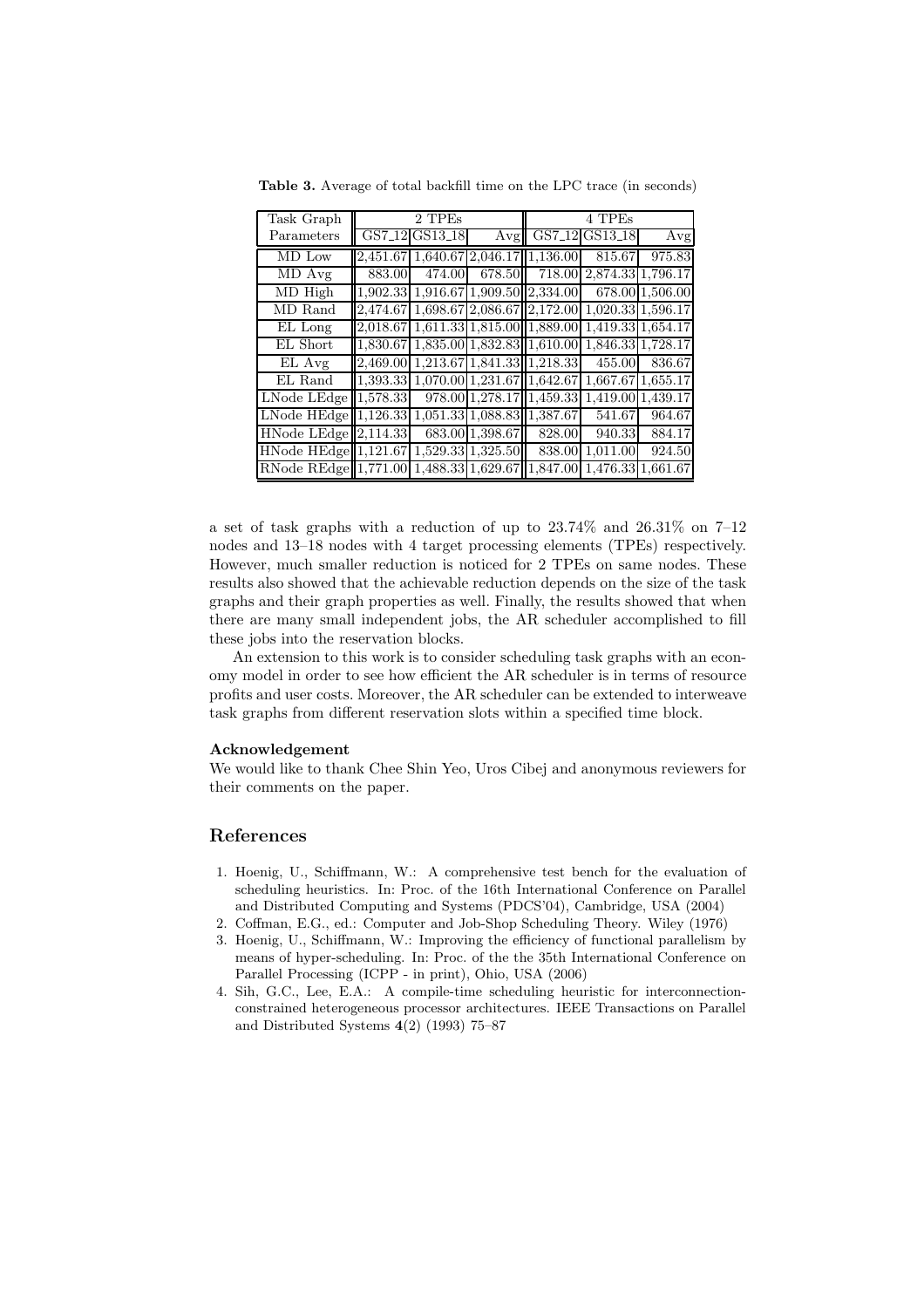**Table 3.** Average of total backfill time on the LPC trace (in seconds)

| Task Graph | 2 TPEs | | | 4 TPEs | | |
|---|---|---|---|---|---|---|
| Parameters | GS7_12 | GS13_18 | Avg | GS7_12 | GS13_18 | Avg |
| MD Low | 2,451.67 | 1,640.67 | 2,046.17 | 1,136.00 | 815.67 | 975.83 |
| MD Avg | 883.00 | 474.00 | 678.50 | 718.00 | 2,874.33 | 1,796.17 |
| MD High | 1,902.33 | 1,916.67 | 1,909.50 | 2,334.00 | 678.00 | 1,506.00 |
| MD Rand | 2,474.67 | 1,698.67 | 2,086.67 | 2,172.00 | 1,020.33 | 1,596.17 |
| EL Long | 2,018.67 | 1,611.33 | 1,815.00 | 1,889.00 | 1,419.33 | 1,654.17 |
| EL Short | 1,830.67 | 1,835.00 | 1,832.83 | 1,610.00 | 1,846.33 | 1,728.17 |
| EL Avg | 2,469.00 | 1,213.67 | 1,841.33 | 1,218.33 | 455.00 | 836.67 |
| EL Rand | 1,393.33 | 1,070.00 | 1,231.67 | 1,642.67 | 1,667.67 | 1,655.17 |
| LNode LEdge | 1,578.33 | 978.00 | 1,278.17 | 1,459.33 | 1,419.00 | 1,439.17 |
| LNode HEdge | 1,126.33 | 1,051.33 | 1,088.83 | 1,387.67 | 541.67 | 964.67 |
| HNode LEdge | 2,114.33 | 683.00 | 1,398.67 | 828.00 | 940.33 | 884.17 |
| HNode HEdge | 1,121.67 | 1,529.33 | 1,325.50 | 838.00 | 1,011.00 | 924.50 |
| RNode REdge | 1,771.00 | 1,488.33 | 1,629.67 | 1,847.00 | 1,476.33 | 1,661.67 |

a set of task graphs with a reduction of up to 23.74% and 26.31% on 7–12 nodes and 13–18 nodes with 4 target processing elements (TPEs) respectively. However, much smaller reduction is noticed for 2 TPEs on same nodes. These results also showed that the achievable reduction depends on the size of the task graphs and their graph properties as well. Finally, the results showed that when there are many small independent jobs, the AR scheduler accomplished to fill these jobs into the reservation blocks.

An extension to this work is to consider scheduling task graphs with an economy model in order to see how efficient the AR scheduler is in terms of resource profits and user costs. Moreover, the AR scheduler can be extended to interweave task graphs from different reservation slots within a specified time block.

**Acknowledgement**

We would like to thank Chee Shin Yeo, Uros Cibej and anonymous reviewers for their comments on the paper.

## References

1. Hoenig, U., Schiffmann, W.: A comprehensive test bench for the evaluation of scheduling heuristics. In: Proc. of the 16th International Conference on Parallel and Distributed Computing and Systems (PDCS'04), Cambridge, USA (2004)
2. Coffman, E.G., ed.: Computer and Job-Shop Scheduling Theory. Wiley (1976)
3. Hoenig, U., Schiffmann, W.: Improving the efficiency of functional parallelism by means of hyper-scheduling. In: Proc. of the the 35th International Conference on Parallel Processing (ICPP - in print), Ohio, USA (2006)
4. Sih, G.C., Lee, E.A.: A compile-time scheduling heuristic for interconnection-constrained heterogeneous processor architectures. IEEE Transactions on Parallel and Distributed Systems **4**(2) (1993) 75–87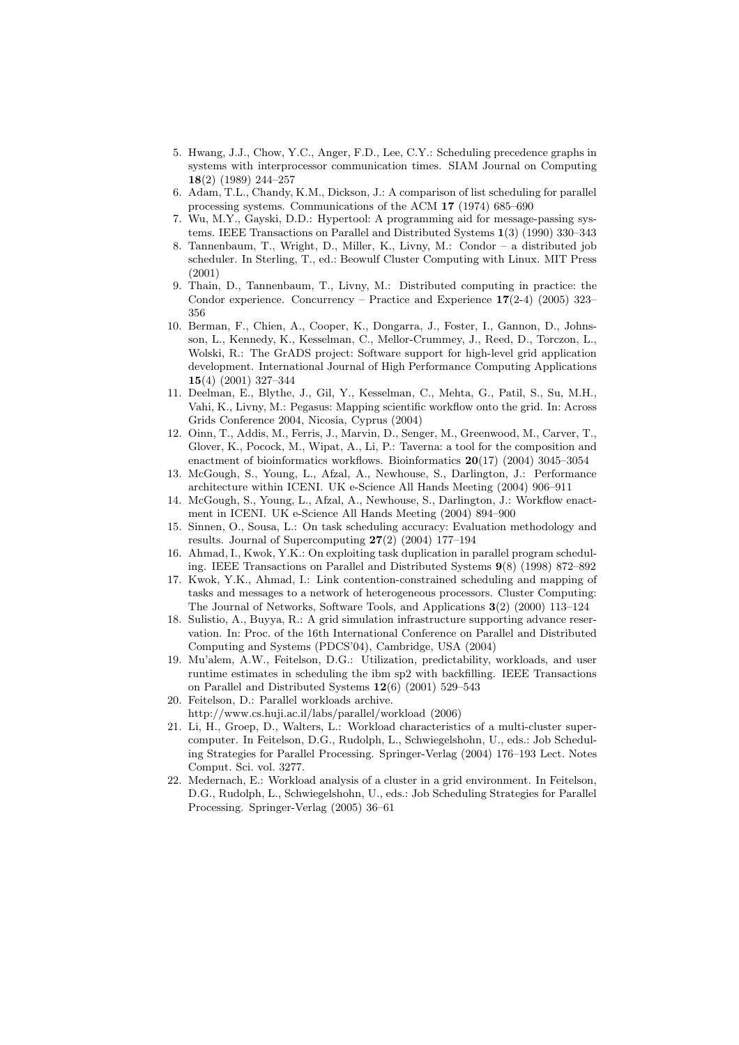5. Hwang, J.J., Chow, Y.C., Anger, F.D., Lee, C.Y.: Scheduling precedence graphs in systems with interprocessor communication times. SIAM Journal on Computing **18**(2) (1989) 244–257
6. Adam, T.L., Chandy, K.M., Dickson, J.: A comparison of list scheduling for parallel processing systems. Communications of the ACM **17** (1974) 685–690
7. Wu, M.Y., Gayski, D.D.: Hypertool: A programming aid for message-passing systems. IEEE Transactions on Parallel and Distributed Systems **1**(3) (1990) 330–343
8. Tannenbaum, T., Wright, D., Miller, K., Livny, M.: Condor – a distributed job scheduler. In Sterling, T., ed.: Beowulf Cluster Computing with Linux. MIT Press (2001)
9. Thain, D., Tannenbaum, T., Livny, M.: Distributed computing in practice: the Condor experience. Concurrency – Practice and Experience **17**(2-4) (2005) 323–356
10. Berman, F., Chien, A., Cooper, K., Dongarra, J., Foster, I., Gannon, D., Johnsson, L., Kennedy, K., Kesselman, C., Mellor-Crummey, J., Reed, D., Torczon, L., Wolski, R.: The GrADS project: Software support for high-level grid application development. International Journal of High Performance Computing Applications **15**(4) (2001) 327–344
11. Deelman, E., Blythe, J., Gil, Y., Kesselman, C., Mehta, G., Patil, S., Su, M.H., Vahi, K., Livny, M.: Pegasus: Mapping scientific workflow onto the grid. In: Across Grids Conference 2004, Nicosia, Cyprus (2004)
12. Oinn, T., Addis, M., Ferris, J., Marvin, D., Senger, M., Greenwood, M., Carver, T., Glover, K., Pocock, M., Wipat, A., Li, P.: Taverna: a tool for the composition and enactment of bioinformatics workflows. Bioinformatics **20**(17) (2004) 3045–3054
13. McGough, S., Young, L., Afzal, A., Newhouse, S., Darlington, J.: Performance architecture within ICENI. UK e-Science All Hands Meeting (2004) 906–911
14. McGough, S., Young, L., Afzal, A., Newhouse, S., Darlington, J.: Workflow enactment in ICENI. UK e-Science All Hands Meeting (2004) 894–900
15. Sinnen, O., Sousa, L.: On task scheduling accuracy: Evaluation methodology and results. Journal of Supercomputing **27**(2) (2004) 177–194
16. Ahmad, I., Kwok, Y.K.: On exploiting task duplication in parallel program scheduling. IEEE Transactions on Parallel and Distributed Systems **9**(8) (1998) 872–892
17. Kwok, Y.K., Ahmad, I.: Link contention-constrained scheduling and mapping of tasks and messages to a network of heterogeneous processors. Cluster Computing: The Journal of Networks, Software Tools, and Applications **3**(2) (2000) 113–124
18. Sulistio, A., Buyya, R.: A grid simulation infrastructure supporting advance reservation. In: Proc. of the 16th International Conference on Parallel and Distributed Computing and Systems (PDCS'04), Cambridge, USA (2004)
19. Mu'alem, A.W., Feitelson, D.G.: Utilization, predictability, workloads, and user runtime estimates in scheduling the ibm sp2 with backfilling. IEEE Transactions on Parallel and Distributed Systems **12**(6) (2001) 529–543
20. Feitelson, D.: Parallel workloads archive. http://www.cs.huji.ac.il/labs/parallel/workload (2006)
21. Li, H., Groep, D., Walters, L.: Workload characteristics of a multi-cluster supercomputer. In Feitelson, D.G., Rudolph, L., Schwiegelshohn, U., eds.: Job Scheduling Strategies for Parallel Processing. Springer-Verlag (2004) 176–193 Lect. Notes Comput. Sci. vol. 3277.
22. Medernach, E.: Workload analysis of a cluster in a grid environment. In Feitelson, D.G., Rudolph, L., Schwiegelshohn, U., eds.: Job Scheduling Strategies for Parallel Processing. Springer-Verlag (2005) 36–61